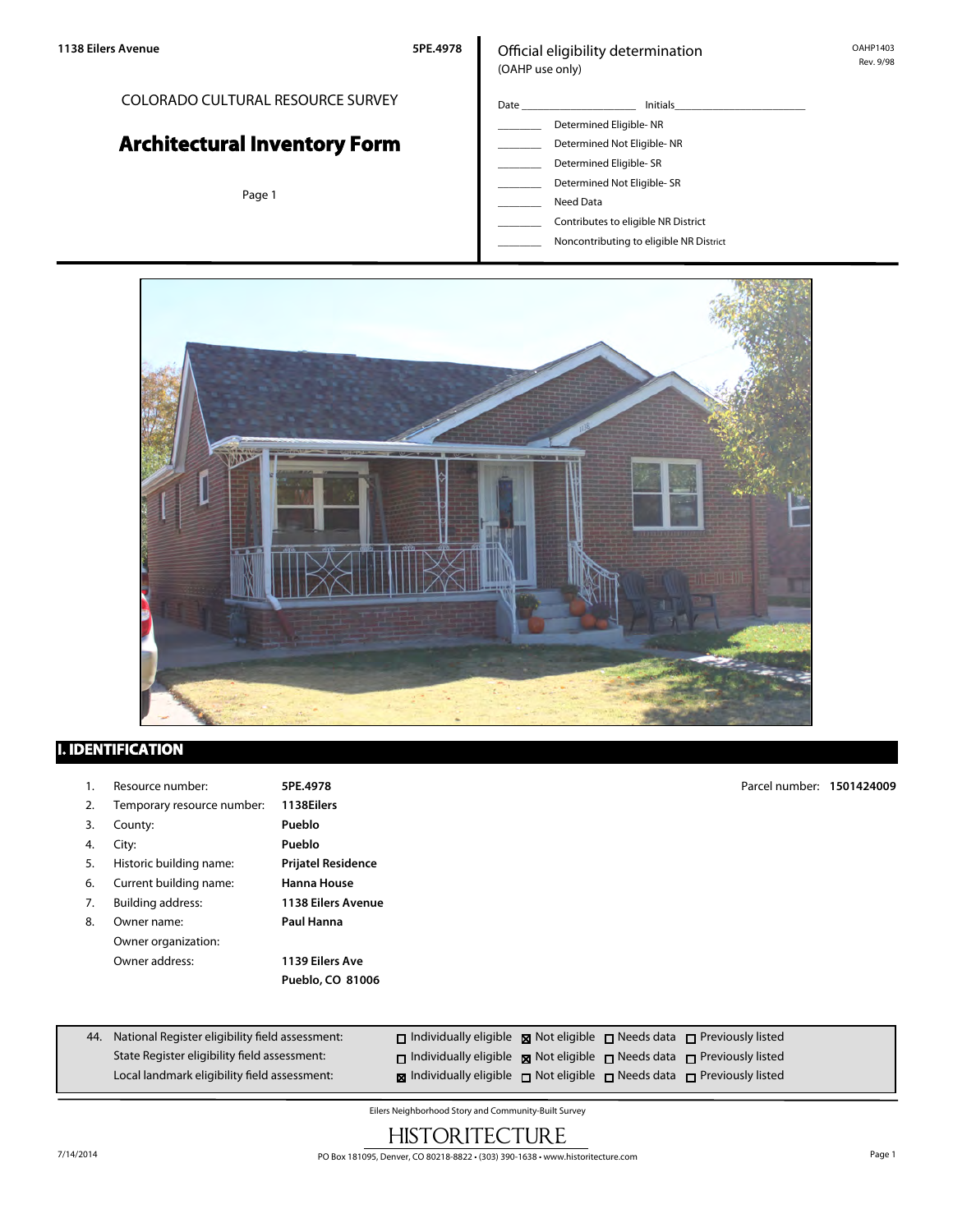1138 Eilers Avenue 5PE.4978

COLORADO CULTURAL RESOURCE SURVEY

# Architectural Inventory Form

Official eligibility determination
(OAHP use only)

OAHP1403
Rev. 9/98

Date ____________________ Initials______________________

- ________ Determined Eligible- NR
- ________ Determined Not Eligible- NR
- ________ Determined Eligible- SR
- ________ Determined Not Eligible- SR
- ________ Need Data
- ________ Contributes to eligible NR District
- ________ Noncontributing to eligible NR District

## I. IDENTIFICATION

1. Resource number: **5PE.4978** Parcel number: **1501424009**
2. Temporary resource number: **1138Eilers**
3. County: **Pueblo**
4. City: **Pueblo**
5. Historic building name: **Prijatel Residence**
6. Current building name: **Hanna House**
7. Building address: **1138 Eilers Avenue**
8. Owner name: **Paul Hanna**
   Owner organization:
   Owner address: **1139 Eilers Ave**
   **Pueblo, CO 81006**

| 44. | | | | |
|---|---|---|---|---|
| National Register eligibility field assessment: | ☐ Individually eligible | ☒ Not eligible | ☐ Needs data | ☐ Previously listed |
| State Register eligibility field assessment: | ☐ Individually eligible | ☒ Not eligible | ☐ Needs data | ☐ Previously listed |
| Local landmark eligibility field assessment: | ☒ Individually eligible | ☐ Not eligible | ☐ Needs data | ☐ Previously listed |

Eilers Neighborhood Story and Community-Built Survey

HISTORITECTURE

PO Box 181095, Denver, CO 80218-8822 • (303) 390-1638 • www.historitecture.com

7/14/2014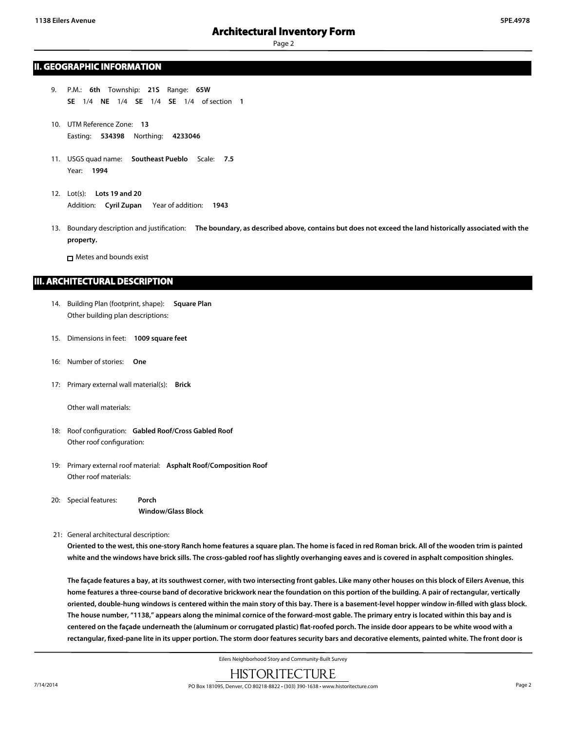## II. GEOGRAPHIC INFORMATION

9. P.M.: **6th** Township: **21S** Range: **65W**
   **SE** 1/4 **NE** 1/4 **SE** 1/4 **SE** 1/4 of section **1**

10. UTM Reference Zone: **13**
    Easting: **534398** Northing: **4233046**

11. USGS quad name: **Southeast Pueblo** Scale: **7.5**
    Year: **1994**

12. Lot(s): **Lots 19 and 20**
    Addition: **Cyril Zupan** Year of addition: **1943**

13. Boundary description and justification: **The boundary, as described above, contains but does not exceed the land historically associated with the property.**

    ☐ Metes and bounds exist

## III. ARCHITECTURAL DESCRIPTION

14. Building Plan (footprint, shape): **Square Plan**
    Other building plan descriptions:

15. Dimensions in feet: **1009 square feet**

16: Number of stories: **One**

17: Primary external wall material(s): **Brick**

    Other wall materials:

18: Roof configuration: **Gabled Roof/Cross Gabled Roof**
    Other roof configuration:

19: Primary external roof material: **Asphalt Roof/Composition Roof**
    Other roof materials:

20: Special features: **Porch**
    **Window/Glass Block**

21: General architectural description:

**Oriented to the west, this one-story Ranch home features a square plan. The home is faced in red Roman brick. All of the wooden trim is painted white and the windows have brick sills. The cross-gabled roof has slightly overhanging eaves and is covered in asphalt composition shingles.**

**The façade features a bay, at its southwest corner, with two intersecting front gables. Like many other houses on this block of Eilers Avenue, this home features a three-course band of decorative brickwork near the foundation on this portion of the building. A pair of rectangular, vertically oriented, double-hung windows is centered within the main story of this bay. There is a basement-level hopper window in-filled with glass block. The house number, "1138," appears along the minimal cornice of the forward-most gable. The primary entry is located within this bay and is centered on the façade underneath the (aluminum or corrugated plastic) flat-roofed porch. The inside door appears to be white wood with a rectangular, fixed-pane lite in its upper portion. The storm door features security bars and decorative elements, painted white. The front door is**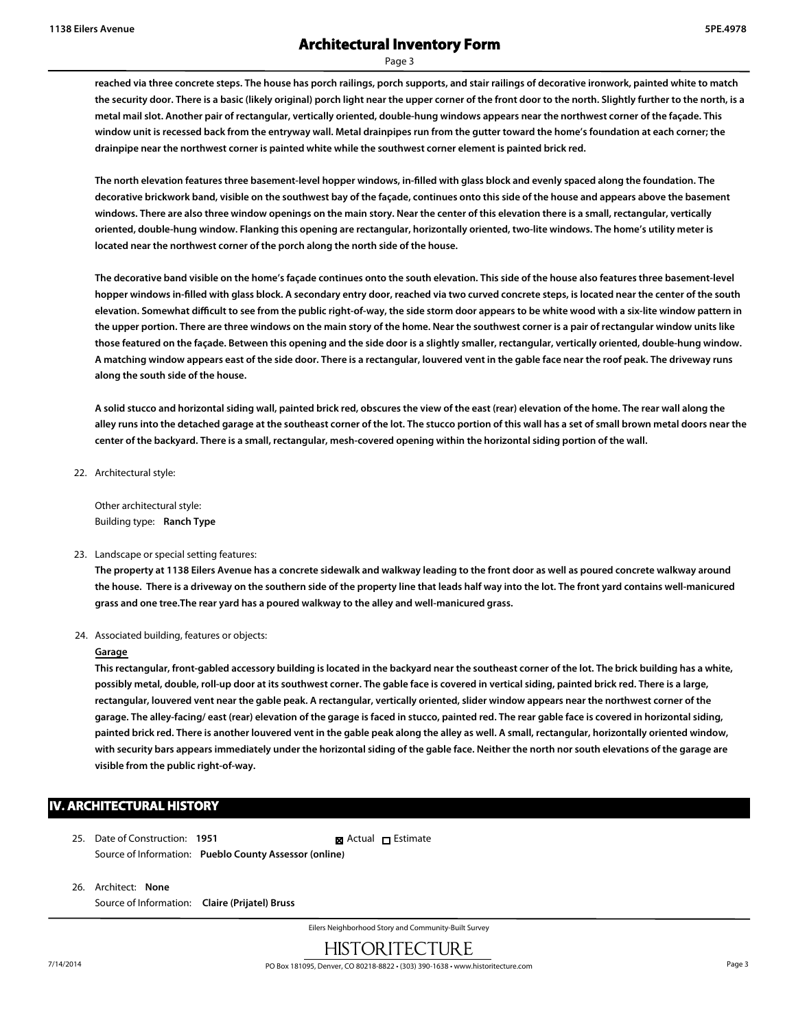**reached via three concrete steps. The house has porch railings, porch supports, and stair railings of decorative ironwork, painted white to match the security door. There is a basic (likely original) porch light near the upper corner of the front door to the north. Slightly further to the north, is a metal mail slot. Another pair of rectangular, vertically oriented, double-hung windows appears near the northwest corner of the façade. This window unit is recessed back from the entryway wall. Metal drainpipes run from the gutter toward the home's foundation at each corner; the drainpipe near the northwest corner is painted white while the southwest corner element is painted brick red.**

**The north elevation features three basement-level hopper windows, in-filled with glass block and evenly spaced along the foundation. The decorative brickwork band, visible on the southwest bay of the façade, continues onto this side of the house and appears above the basement windows. There are also three window openings on the main story. Near the center of this elevation there is a small, rectangular, vertically oriented, double-hung window. Flanking this opening are rectangular, horizontally oriented, two-lite windows. The home's utility meter is located near the northwest corner of the porch along the north side of the house.**

**The decorative band visible on the home's façade continues onto the south elevation. This side of the house also features three basement-level hopper windows in-filled with glass block. A secondary entry door, reached via two curved concrete steps, is located near the center of the south elevation. Somewhat difficult to see from the public right-of-way, the side storm door appears to be white wood with a six-lite window pattern in the upper portion. There are three windows on the main story of the home. Near the southwest corner is a pair of rectangular window units like those featured on the façade. Between this opening and the side door is a slightly smaller, rectangular, vertically oriented, double-hung window. A matching window appears east of the side door. There is a rectangular, louvered vent in the gable face near the roof peak. The driveway runs along the south side of the house.**

**A solid stucco and horizontal siding wall, painted brick red, obscures the view of the east (rear) elevation of the home. The rear wall along the alley runs into the detached garage at the southeast corner of the lot. The stucco portion of this wall has a set of small brown metal doors near the center of the backyard. There is a small, rectangular, mesh-covered opening within the horizontal siding portion of the wall.**

22. Architectural style:

    Other architectural style:
    Building type: **Ranch Type**

23. Landscape or special setting features:
    **The property at 1138 Eilers Avenue has a concrete sidewalk and walkway leading to the front door as well as poured concrete walkway around the house. There is a driveway on the southern side of the property line that leads half way into the lot. The front yard contains well-manicured grass and one tree.The rear yard has a poured walkway to the alley and well-manicured grass.**

24. Associated building, features or objects:

    **Garage**

    **This rectangular, front-gabled accessory building is located in the backyard near the southeast corner of the lot. The brick building has a white, possibly metal, double, roll-up door at its southwest corner. The gable face is covered in vertical siding, painted brick red. There is a large, rectangular, louvered vent near the gable peak. A rectangular, vertically oriented, slider window appears near the northwest corner of the garage. The alley-facing/ east (rear) elevation of the garage is faced in stucco, painted red. The rear gable face is covered in horizontal siding, painted brick red. There is another louvered vent in the gable peak along the alley as well. A small, rectangular, horizontally oriented window, with security bars appears immediately under the horizontal siding of the gable face. Neither the north nor south elevations of the garage are visible from the public right-of-way.**

## IV. ARCHITECTURAL HISTORY

25. Date of Construction: **1951** ☒ Actual ☐ Estimate
    Source of Information: **Pueblo County Assessor (online)**

26. Architect: **None**
    Source of Information: **Claire (Prijatel) Bruss**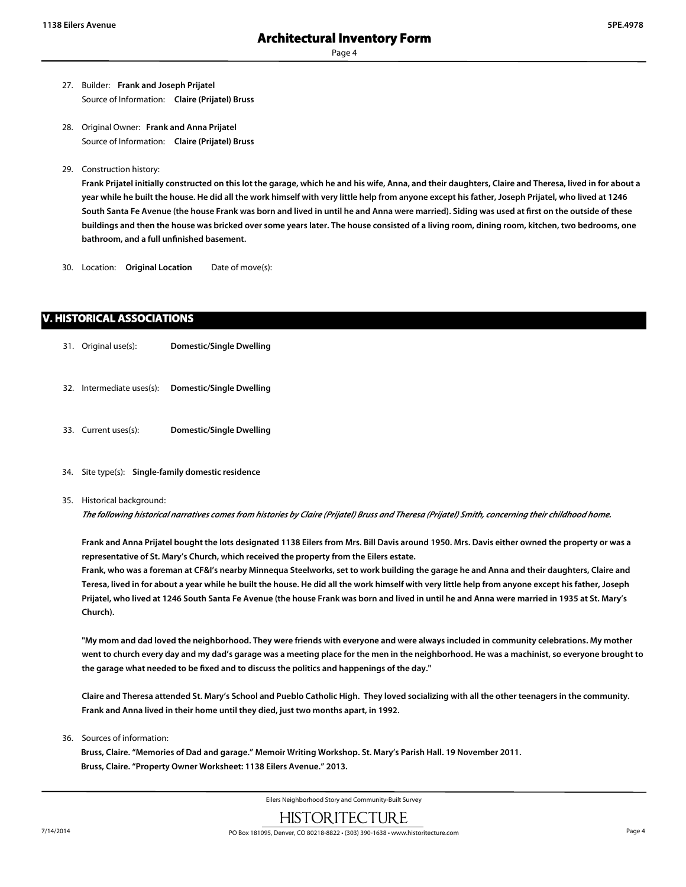27. Builder: **Frank and Joseph Prijatel**
    Source of Information: **Claire (Prijatel) Bruss**

28. Original Owner: **Frank and Anna Prijatel**
    Source of Information: **Claire (Prijatel) Bruss**

29. Construction history:
    **Frank Prijatel initially constructed on this lot the garage, which he and his wife, Anna, and their daughters, Claire and Theresa, lived in for about a year while he built the house. He did all the work himself with very little help from anyone except his father, Joseph Prijatel, who lived at 1246 South Santa Fe Avenue (the house Frank was born and lived in until he and Anna were married). Siding was used at first on the outside of these buildings and then the house was bricked over some years later. The house consisted of a living room, dining room, kitchen, two bedrooms, one bathroom, and a full unfinished basement.**

30. Location: **Original Location** Date of move(s):

## V. HISTORICAL ASSOCIATIONS

31. Original use(s): **Domestic/Single Dwelling**

32. Intermediate uses(s): **Domestic/Single Dwelling**

33. Current uses(s): **Domestic/Single Dwelling**

34. Site type(s): **Single-family domestic residence**

35. Historical background:
    ***The following historical narratives comes from histories by Claire (Prijatel) Bruss and Theresa (Prijatel) Smith, concerning their childhood home.***

    **Frank and Anna Prijatel bought the lots designated 1138 Eilers from Mrs. Bill Davis around 1950. Mrs. Davis either owned the property or was a representative of St. Mary's Church, which received the property from the Eilers estate.**
    **Frank, who was a foreman at CF&I's nearby Minnequa Steelworks, set to work building the garage he and Anna and their daughters, Claire and Teresa, lived in for about a year while he built the house. He did all the work himself with very little help from anyone except his father, Joseph Prijatel, who lived at 1246 South Santa Fe Avenue (the house Frank was born and lived in until he and Anna were married in 1935 at St. Mary's Church).**

    **"My mom and dad loved the neighborhood. They were friends with everyone and were always included in community celebrations. My mother went to church every day and my dad's garage was a meeting place for the men in the neighborhood. He was a machinist, so everyone brought to the garage what needed to be fixed and to discuss the politics and happenings of the day."**

    **Claire and Theresa attended St. Mary's School and Pueblo Catholic High. They loved socializing with all the other teenagers in the community. Frank and Anna lived in their home until they died, just two months apart, in 1992.**

36. Sources of information:
    **Bruss, Claire. "Memories of Dad and garage." Memoir Writing Workshop. St. Mary's Parish Hall. 19 November 2011.**
    **Bruss, Claire. "Property Owner Worksheet: 1138 Eilers Avenue." 2013.**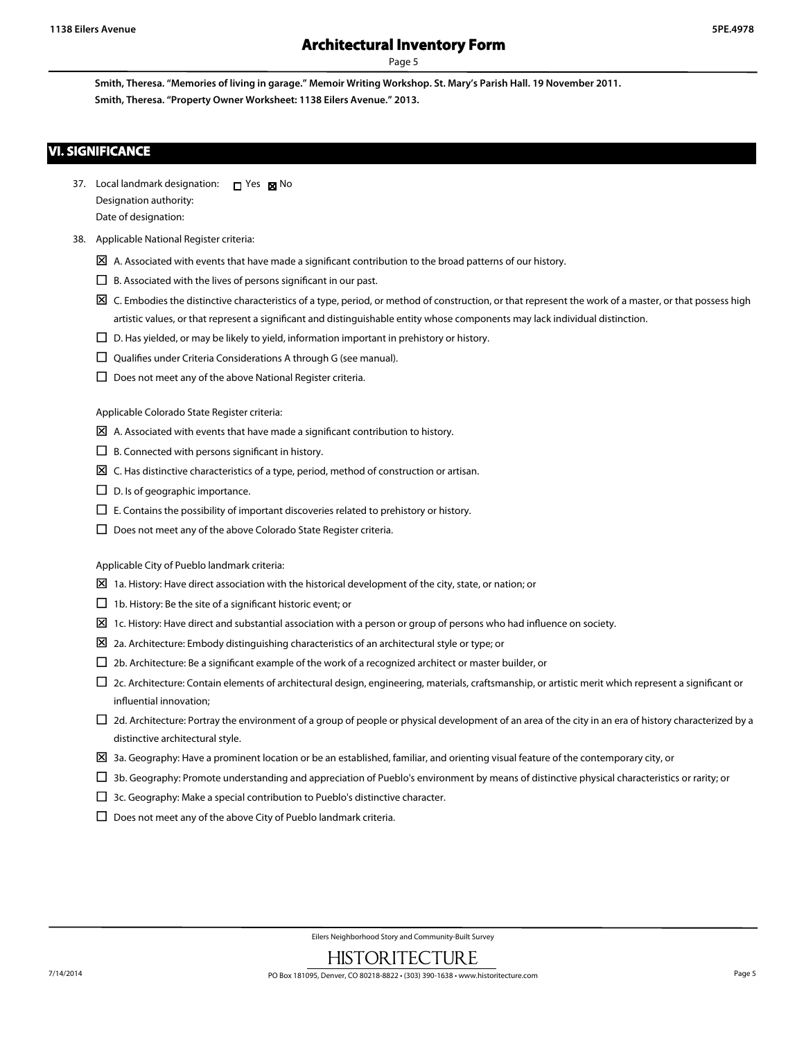**Smith, Theresa. "Memories of living in garage." Memoir Writing Workshop. St. Mary's Parish Hall. 19 November 2011.**

**Smith, Theresa. "Property Owner Worksheet: 1138 Eilers Avenue." 2013.**

## VI. SIGNIFICANCE

37. Local landmark designation: ☐ Yes ☒ No
    Designation authority:
    Date of designation:

38. Applicable National Register criteria:

    ☒ A. Associated with events that have made a significant contribution to the broad patterns of our history.

    ☐ B. Associated with the lives of persons significant in our past.

    ☒ C. Embodies the distinctive characteristics of a type, period, or method of construction, or that represent the work of a master, or that possess high artistic values, or that represent a significant and distinguishable entity whose components may lack individual distinction.

    ☐ D. Has yielded, or may be likely to yield, information important in prehistory or history.

    ☐ Qualifies under Criteria Considerations A through G (see manual).

    ☐ Does not meet any of the above National Register criteria.

    Applicable Colorado State Register criteria:

    ☒ A. Associated with events that have made a significant contribution to history.

    ☐ B. Connected with persons significant in history.

    ☒ C. Has distinctive characteristics of a type, period, method of construction or artisan.

    ☐ D. Is of geographic importance.

    ☐ E. Contains the possibility of important discoveries related to prehistory or history.

    ☐ Does not meet any of the above Colorado State Register criteria.

    Applicable City of Pueblo landmark criteria:

    ☒ 1a. History: Have direct association with the historical development of the city, state, or nation; or

    ☐ 1b. History: Be the site of a significant historic event; or

    ☒ 1c. History: Have direct and substantial association with a person or group of persons who had influence on society.

    ☒ 2a. Architecture: Embody distinguishing characteristics of an architectural style or type; or

    ☐ 2b. Architecture: Be a significant example of the work of a recognized architect or master builder, or

    ☐ 2c. Architecture: Contain elements of architectural design, engineering, materials, craftsmanship, or artistic merit which represent a significant or influential innovation;

    ☐ 2d. Architecture: Portray the environment of a group of people or physical development of an area of the city in an era of history characterized by a distinctive architectural style.

    ☒ 3a. Geography: Have a prominent location or be an established, familiar, and orienting visual feature of the contemporary city, or

    ☐ 3b. Geography: Promote understanding and appreciation of Pueblo's environment by means of distinctive physical characteristics or rarity; or

    ☐ 3c. Geography: Make a special contribution to Pueblo's distinctive character.

    ☐ Does not meet any of the above City of Pueblo landmark criteria.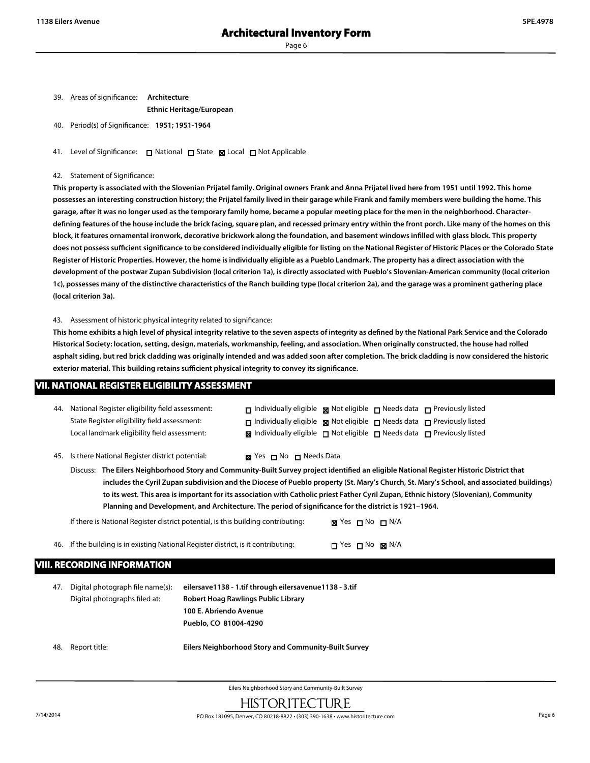39. Areas of significance: **Architecture**
**Ethnic Heritage/European**

40. Period(s) of Significance: **1951; 1951-1964**

41. Level of Significance: ☐ National ☐ State ☒ Local ☐ Not Applicable

42. Statement of Significance:

**This property is associated with the Slovenian Prijatel family. Original owners Frank and Anna Prijatel lived here from 1951 until 1992. This home possesses an interesting construction history; the Prijatel family lived in their garage while Frank and family members were building the home. This garage, after it was no longer used as the temporary family home, became a popular meeting place for the men in the neighborhood. Character-defining features of the house include the brick facing, square plan, and recessed primary entry within the front porch. Like many of the homes on this block, it features ornamental ironwork, decorative brickwork along the foundation, and basement windows infilled with glass block. This property does not possess sufficient significance to be considered individually eligible for listing on the National Register of Historic Places or the Colorado State Register of Historic Properties. However, the home is individually eligible as a Pueblo Landmark. The property has a direct association with the development of the postwar Zupan Subdivision (local criterion 1a), is directly associated with Pueblo's Slovenian-American community (local criterion 1c), possesses many of the distinctive characteristics of the Ranch building type (local criterion 2a), and the garage was a prominent gathering place (local criterion 3a).**

43. Assessment of historic physical integrity related to significance:

**This home exhibits a high level of physical integrity relative to the seven aspects of integrity as defined by the National Park Service and the Colorado Historical Society: location, setting, design, materials, workmanship, feeling, and association. When originally constructed, the house had rolled asphalt siding, but red brick cladding was originally intended and was added soon after completion. The brick cladding is now considered the historic exterior material. This building retains sufficient physical integrity to convey its significance.**

## VII. NATIONAL REGISTER ELIGIBILITY ASSESSMENT

44. National Register eligibility field assessment: ☐ Individually eligible ☒ Not eligible ☐ Needs data ☐ Previously listed
State Register eligibility field assessment: ☐ Individually eligible ☒ Not eligible ☐ Needs data ☐ Previously listed
Local landmark eligibility field assessment: ☒ Individually eligible ☐ Not eligible ☐ Needs data ☐ Previously listed

45. Is there National Register district potential: ☒ Yes ☐ No ☐ Needs Data

Discuss: **The Eilers Neighborhood Story and Community-Built Survey project identified an eligible National Register Historic District that includes the Cyril Zupan subdivision and the Diocese of Pueblo property (St. Mary's Church, St. Mary's School, and associated buildings) to its west. This area is important for its association with Catholic priest Father Cyril Zupan, Ethnic history (Slovenian), Community Planning and Development, and Architecture. The period of significance for the district is 1921–1964.**

If there is National Register district potential, is this building contributing: ☒ Yes ☐ No ☐ N/A

46. If the building is in existing National Register district, is it contributing: ☐ Yes ☐ No ☒ N/A

## VIII. RECORDING INFORMATION

47. Digital photograph file name(s): **eilersave1138 - 1.tif through eilersavenue1138 - 3.tif**
Digital photographs filed at: **Robert Hoag Rawlings Public Library**
**100 E. Abriendo Avenue**
**Pueblo, CO 81004-4290**

48. Report title: **Eilers Neighborhood Story and Community-Built Survey**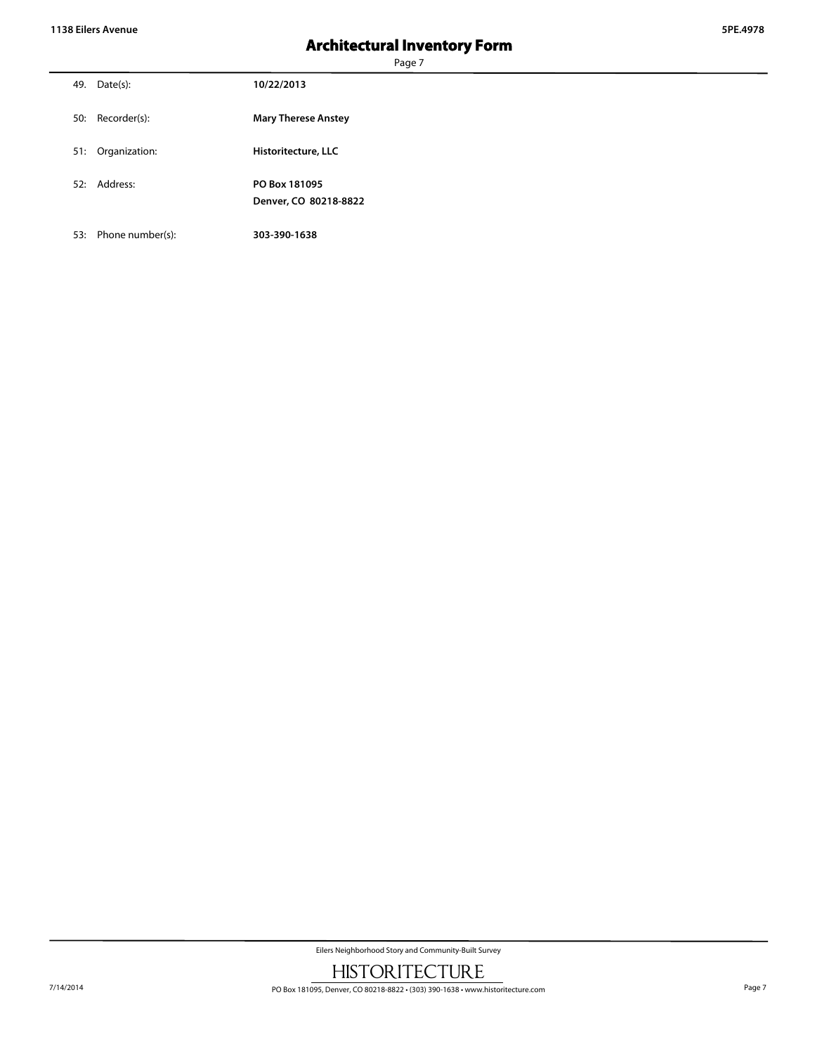| | | |
|---|---|---|
| 49. | Date(s): | **10/22/2013** |
| 50: | Recorder(s): | **Mary Therese Anstey** |
| 51: | Organization: | **Historitecture, LLC** |
| 52: | Address: | **PO Box 181095**<br>**Denver, CO 80218-8822** |
| 53: | Phone number(s): | **303-390-1638** |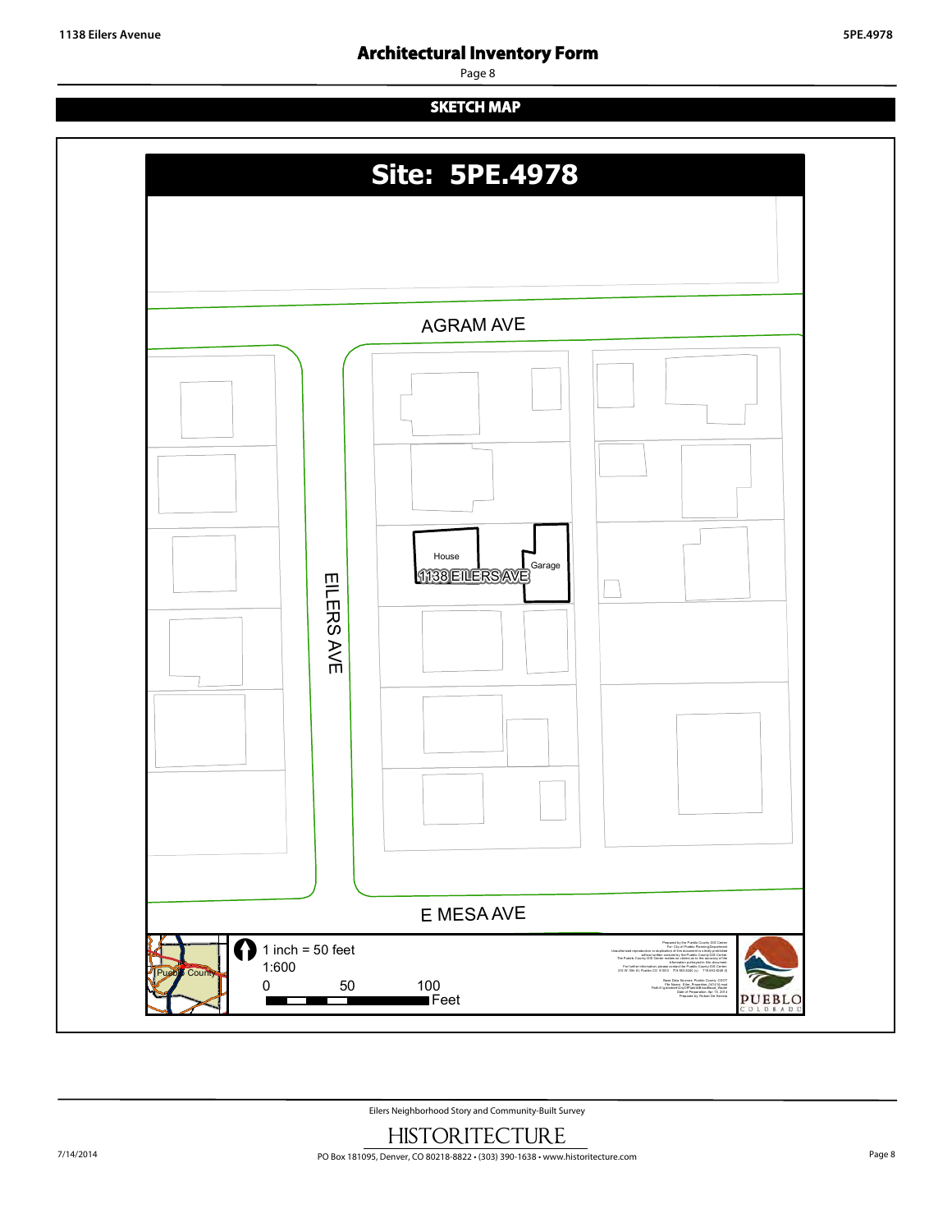## SKETCH MAP

**Site: 5PE.4978**

AGRAM AVE

EILERS AVE

House

Garage

1138 EILERS AVE

E MESA AVE

Pueblo County

1 inch = 50 feet

1:600

0 50 100 Feet

PUEBLO COLORADO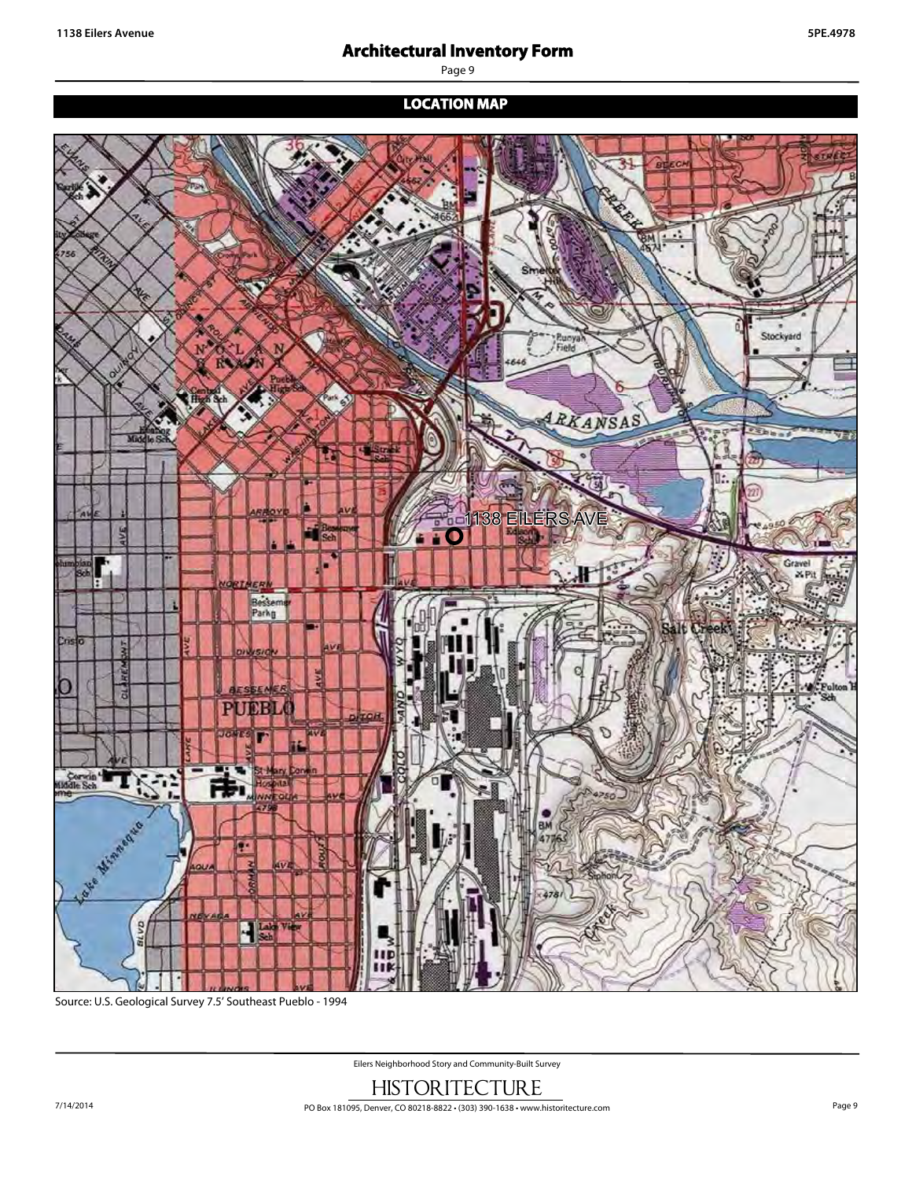## LOCATION MAP

1138 EILERS AVE

Source: U.S. Geological Survey 7.5' Southeast Pueblo - 1994